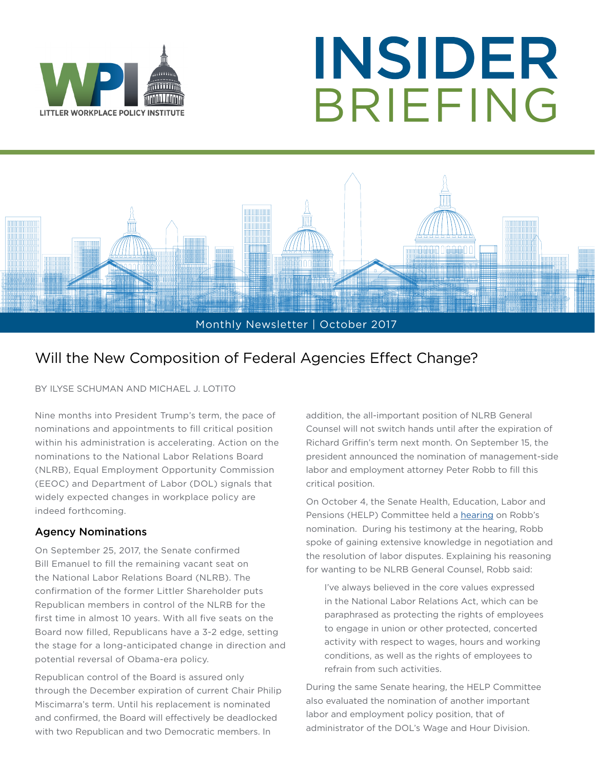# INSIDER BRIEFING

LITTLER WORKPLACE POLICY INSTITUTE

Monthly Newsletter | October 2017

## Will the New Composition of Federal Agencies Effect Change?

BY ILYSE SCHUMAN AND MICHAEL J. LOTITO

Nine months into President Trump's term, the pace of nominations and appointments to fill critical position within his administration is accelerating. Action on the nominations to the National Labor Relations Board (NLRB), Equal Employment Opportunity Commission (EEOC) and Department of Labor (DOL) signals that widely expected changes in workplace policy are indeed forthcoming.

### Agency Nominations

On September 25, 2017, the Senate confirmed Bill Emanuel to fill the remaining vacant seat on the National Labor Relations Board (NLRB). The confirmation of the former Littler Shareholder puts Republican members in control of the NLRB for the first time in almost 10 years. With all five seats on the Board now filled, Republicans have a 3-2 edge, setting the stage for a long-anticipated change in direction and potential reversal of Obama-era policy.

Republican control of the Board is assured only through the December expiration of current Chair Philip Miscimarra's term. Until his replacement is nominated and confirmed, the Board will effectively be deadlocked with two Republican and two Democratic members. In addition, the all-important position of NLRB General Counsel will not switch hands until after the expiration of Richard Griffin's term next month. On September 15, the president announced the nomination of management-side labor and employment attorney Peter Robb to fill this critical position.

On October 4, the Senate Health, Education, Labor and Pensions (HELP) Committee held a hearing on Robb's nomination. During his testimony at the hearing, Robb spoke of gaining extensive knowledge in negotiation and the resolution of labor disputes. Explaining his reasoning for wanting to be NLRB General Counsel, Robb said:

> I've always believed in the core values expressed in the National Labor Relations Act, which can be paraphrased as protecting the rights of employees to engage in union or other protected, concerted activity with respect to wages, hours and working conditions, as well as the rights of employees to refrain from such activities.

During the same Senate hearing, the HELP Committee also evaluated the nomination of another important labor and employment policy position, that of administrator of the DOL's Wage and Hour Division.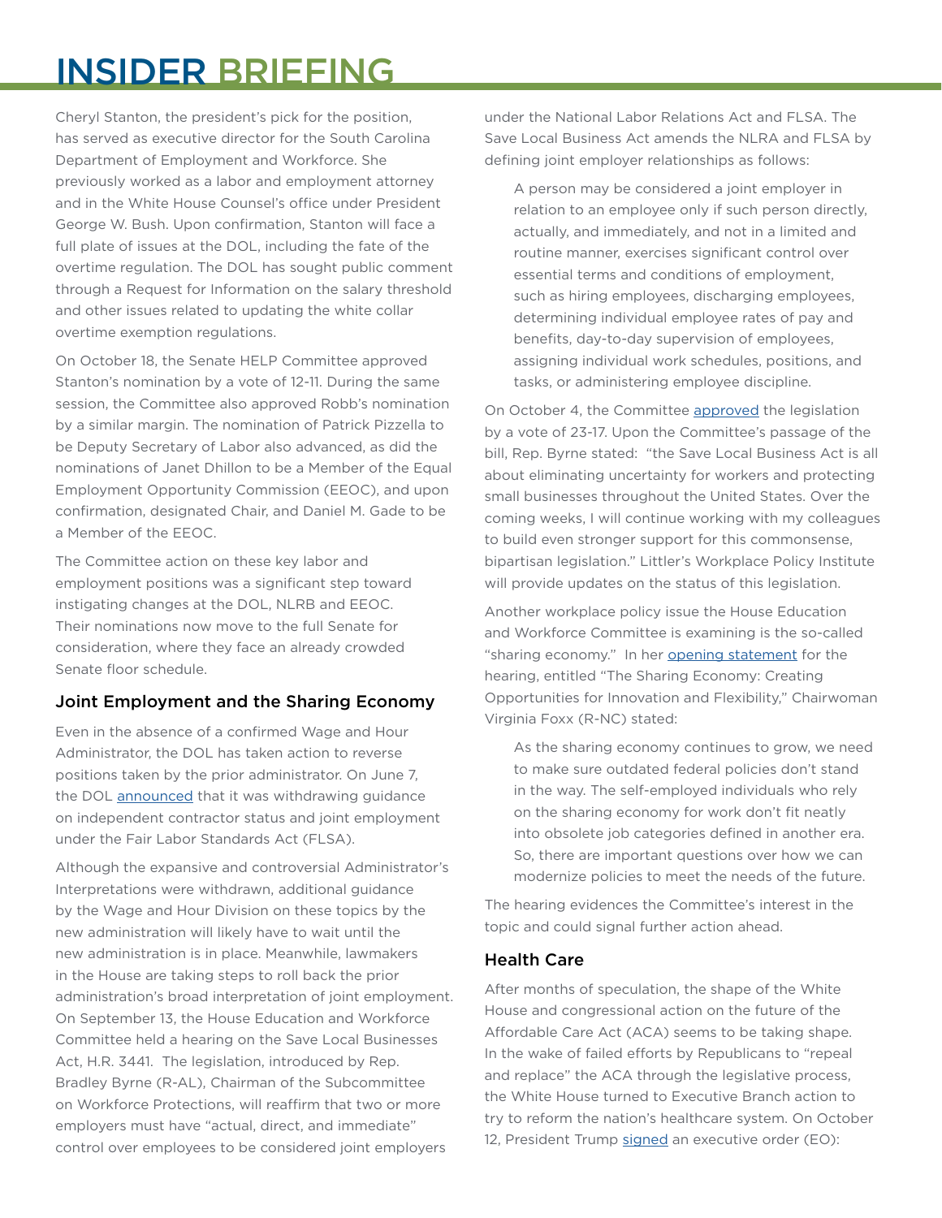Cheryl Stanton, the president's pick for the position, has served as executive director for the South Carolina Department of Employment and Workforce. She previously worked as a labor and employment attorney and in the White House Counsel's office under President George W. Bush. Upon confirmation, Stanton will face a full plate of issues at the DOL, including the fate of the overtime regulation. The DOL has sought public comment through a Request for Information on the salary threshold and other issues related to updating the white collar overtime exemption regulations.

On October 18, the Senate HELP Committee approved Stanton's nomination by a vote of 12-11. During the same session, the Committee also approved Robb's nomination by a similar margin. The nomination of Patrick Pizzella to be Deputy Secretary of Labor also advanced, as did the nominations of Janet Dhillon to be a Member of the Equal Employment Opportunity Commission (EEOC), and upon confirmation, designated Chair, and Daniel M. Gade to be a Member of the EEOC.

The Committee action on these key labor and employment positions was a significant step toward instigating changes at the DOL, NLRB and EEOC. Their nominations now move to the full Senate for consideration, where they face an already crowded Senate floor schedule.

## Joint Employment and the Sharing Economy

Even in the absence of a confirmed Wage and Hour Administrator, the DOL has taken action to reverse positions taken by the prior administrator. On June 7, the DOL announced that it was withdrawing guidance on independent contractor status and joint employment under the Fair Labor Standards Act (FLSA).

Although the expansive and controversial Administrator's Interpretations were withdrawn, additional guidance by the Wage and Hour Division on these topics by the new administration will likely have to wait until the new administration is in place. Meanwhile, lawmakers in the House are taking steps to roll back the prior administration's broad interpretation of joint employment. On September 13, the House Education and Workforce Committee held a hearing on the Save Local Businesses Act, H.R. 3441. The legislation, introduced by Rep. Bradley Byrne (R-AL), Chairman of the Subcommittee on Workforce Protections, will reaffirm that two or more employers must have "actual, direct, and immediate" control over employees to be considered joint employers under the National Labor Relations Act and FLSA. The Save Local Business Act amends the NLRA and FLSA by defining joint employer relationships as follows:

> A person may be considered a joint employer in relation to an employee only if such person directly, actually, and immediately, and not in a limited and routine manner, exercises significant control over essential terms and conditions of employment, such as hiring employees, discharging employees, determining individual employee rates of pay and benefits, day-to-day supervision of employees, assigning individual work schedules, positions, and tasks, or administering employee discipline.

On October 4, the Committee approved the legislation by a vote of 23-17. Upon the Committee's passage of the bill, Rep. Byrne stated: "the Save Local Business Act is all about eliminating uncertainty for workers and protecting small businesses throughout the United States. Over the coming weeks, I will continue working with my colleagues to build even stronger support for this commonsense, bipartisan legislation." Littler's Workplace Policy Institute will provide updates on the status of this legislation.

Another workplace policy issue the House Education and Workforce Committee is examining is the so-called "sharing economy." In her opening statement for the hearing, entitled "The Sharing Economy: Creating Opportunities for Innovation and Flexibility," Chairwoman Virginia Foxx (R-NC) stated:

> As the sharing economy continues to grow, we need to make sure outdated federal policies don't stand in the way. The self-employed individuals who rely on the sharing economy for work don't fit neatly into obsolete job categories defined in another era. So, there are important questions over how we can modernize policies to meet the needs of the future.

The hearing evidences the Committee's interest in the topic and could signal further action ahead.

## Health Care

After months of speculation, the shape of the White House and congressional action on the future of the Affordable Care Act (ACA) seems to be taking shape. In the wake of failed efforts by Republicans to "repeal and replace" the ACA through the legislative process, the White House turned to Executive Branch action to try to reform the nation's healthcare system. On October 12, President Trump signed an executive order (EO):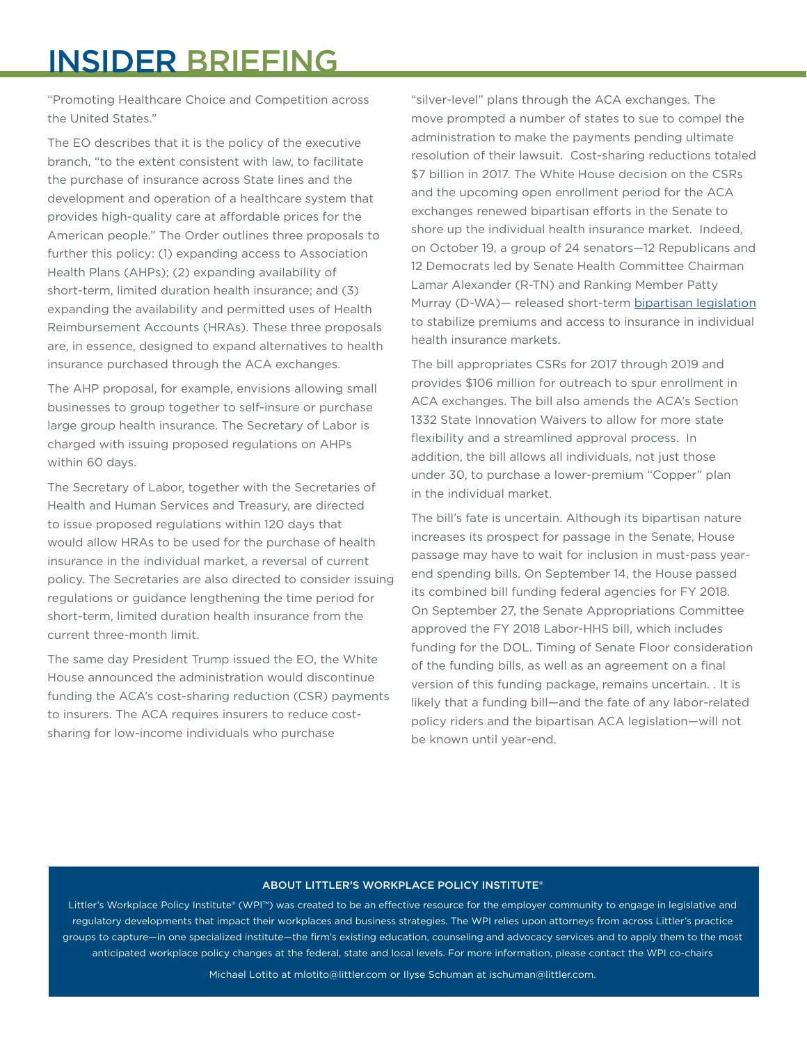"Promoting Healthcare Choice and Competition across the United States."

The EO describes that it is the policy of the executive branch, "to the extent consistent with law, to facilitate the purchase of insurance across State lines and the development and operation of a healthcare system that provides high-quality care at affordable prices for the American people." The Order outlines three proposals to further this policy: (1) expanding access to Association Health Plans (AHPs); (2) expanding availability of short-term, limited duration health insurance; and (3) expanding the availability and permitted uses of Health Reimbursement Accounts (HRAs). These three proposals are, in essence, designed to expand alternatives to health insurance purchased through the ACA exchanges.

The AHP proposal, for example, envisions allowing small businesses to group together to self-insure or purchase large group health insurance. The Secretary of Labor is charged with issuing proposed regulations on AHPs within 60 days.

The Secretary of Labor, together with the Secretaries of Health and Human Services and Treasury, are directed to issue proposed regulations within 120 days that would allow HRAs to be used for the purchase of health insurance in the individual market, a reversal of current policy. The Secretaries are also directed to consider issuing regulations or guidance lengthening the time period for short-term, limited duration health insurance from the current three-month limit.

The same day President Trump issued the EO, the White House announced the administration would discontinue funding the ACA's cost-sharing reduction (CSR) payments to insurers. The ACA requires insurers to reduce cost-sharing for low-income individuals who purchase "silver-level" plans through the ACA exchanges. The move prompted a number of states to sue to compel the administration to make the payments pending ultimate resolution of their lawsuit. Cost-sharing reductions totaled $7 billion in 2017. The White House decision on the CSRs and the upcoming open enrollment period for the ACA exchanges renewed bipartisan efforts in the Senate to shore up the individual health insurance market. Indeed, on October 19, a group of 24 senators—12 Republicans and 12 Democrats led by Senate Health Committee Chairman Lamar Alexander (R-TN) and Ranking Member Patty Murray (D-WA)— released short-term bipartisan legislation to stabilize premiums and access to insurance in individual health insurance markets.

The bill appropriates CSRs for 2017 through 2019 and provides $106 million for outreach to spur enrollment in ACA exchanges. The bill also amends the ACA's Section 1332 State Innovation Waivers to allow for more state flexibility and a streamlined approval process. In addition, the bill allows all individuals, not just those under 30, to purchase a lower-premium "Copper" plan in the individual market.

The bill's fate is uncertain. Although its bipartisan nature increases its prospect for passage in the Senate, House passage may have to wait for inclusion in must-pass year-end spending bills. On September 14, the House passed its combined bill funding federal agencies for FY 2018. On September 27, the Senate Appropriations Committee approved the FY 2018 Labor-HHS bill, which includes funding for the DOL. Timing of Senate Floor consideration of the funding bills, as well as an agreement on a final version of this funding package, remains uncertain. . It is likely that a funding bill—and the fate of any labor-related policy riders and the bipartisan ACA legislation—will not be known until year-end.

**ABOUT LITTLER'S WORKPLACE POLICY INSTITUTE®**

Littler's Workplace Policy Institute® (WPI™) was created to be an effective resource for the employer community to engage in legislative and regulatory developments that impact their workplaces and business strategies. The WPI relies upon attorneys from across Littler's practice groups to capture—in one specialized institute—the firm's existing education, counseling and advocacy services and to apply them to the most anticipated workplace policy changes at the federal, state and local levels. For more information, please contact the WPI co-chairs

Michael Lotito at mlotito@littler.com or Ilyse Schuman at ischuman@littler.com.